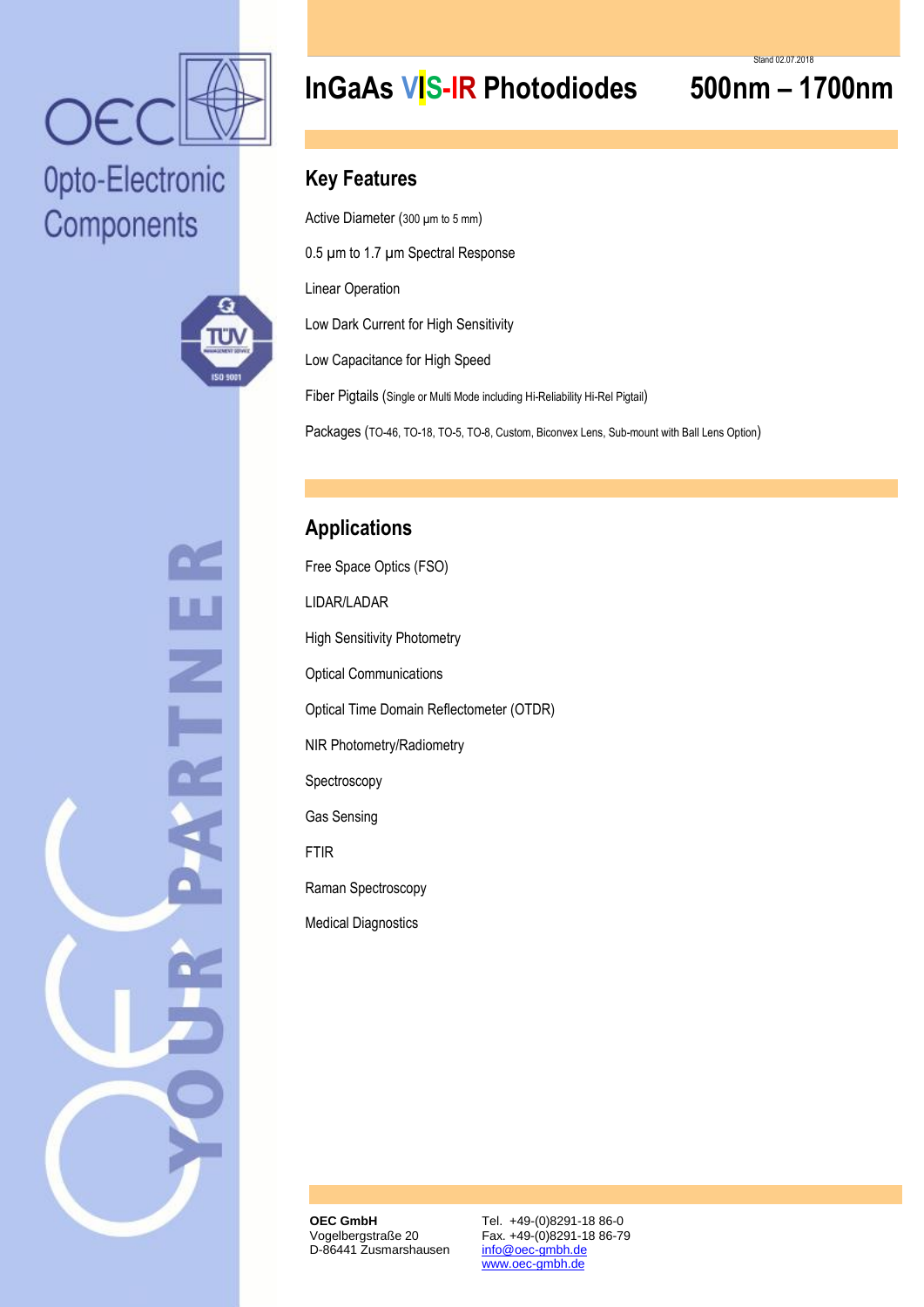Stand 02.07.2018

# InGaAs VIS-IR Photodiodes 500nm – 1700nm

OEC Opto-Electronic Components

## Key Features

Active Diameter (300 µm to 5 mm)

0.5 µm to 1.7 µm Spectral Response

Linear Operation

Low Dark Current for High Sensitivity

Low Capacitance for High Speed

Fiber Pigtails (Single or Multi Mode including Hi-Reliability Hi-Rel Pigtail)

Packages (TO-46, TO-18, TO-5, TO-8, Custom, Biconvex Lens, Sub-mount with Ball Lens Option)

## Applications

Free Space Optics (FSO)

LIDAR/LADAR

High Sensitivity Photometry

Optical Communications

Optical Time Domain Reflectometer (OTDR)

NIR Photometry/Radiometry

Spectroscopy

Gas Sensing

FTIR

Raman Spectroscopy

Medical Diagnostics

**OEC GmbH**
Vogelbergstraße 20
D-86441 Zusmarshausen

Tel. +49-(0)8291-18 86-0
Fax. +49-(0)8291-18 86-79
info@oec-gmbh.de
www.oec-gmbh.de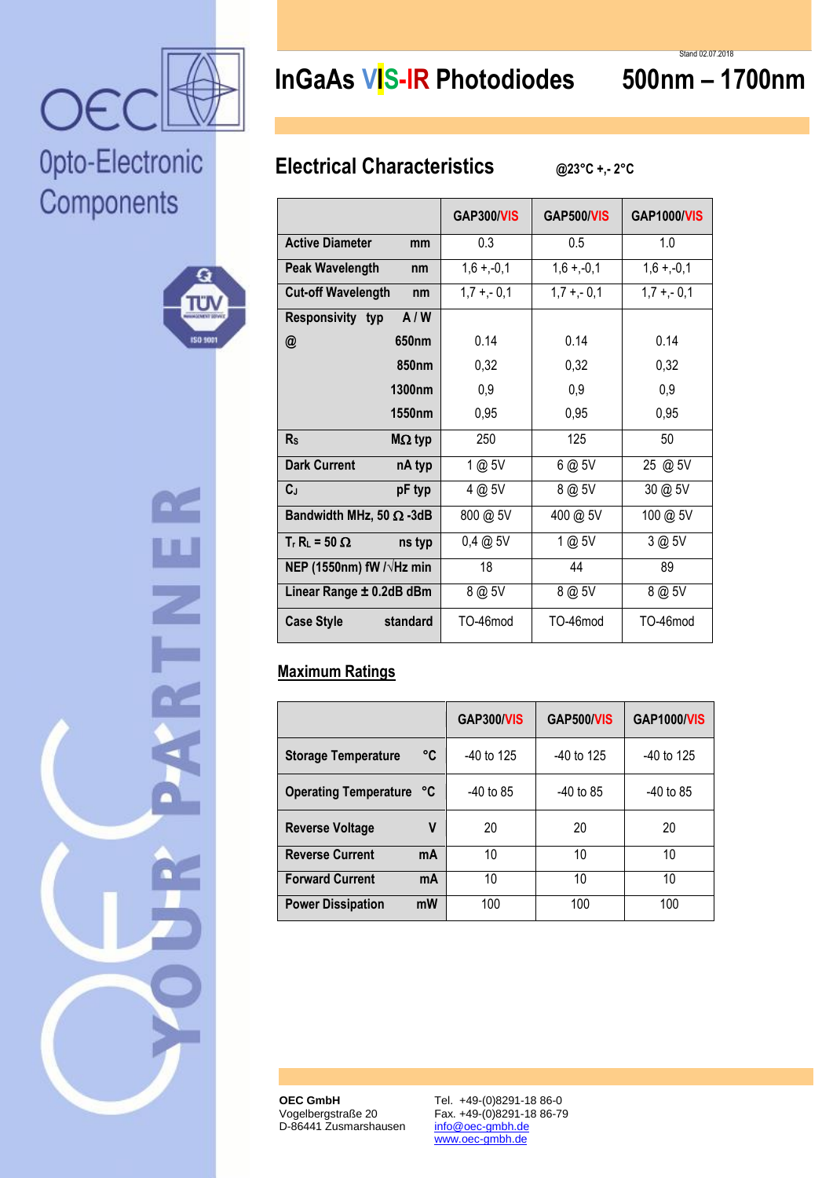# InGaAs VIS-IR Photodiodes 500nm – 1700nm

Stand 02.07.2018

## Electrical Characteristics @23°C +,- 2°C

| | GAP300/VIS | GAP500/VIS | GAP1000/VIS |
|---|---|---|---|
| Active Diameter mm | 0.3 | 0.5 | 1.0 |
| Peak Wavelength nm | 1,6 +,-0,1 | 1,6 +,-0,1 | 1,6 +,-0,1 |
| Cut-off Wavelength nm | 1,7 +,- 0,1 | 1,7 +,- 0,1 | 1,7 +,- 0,1 |
| Responsivity typ A / W | | | |
| @ 650nm | 0.14 | 0.14 | 0.14 |
| 850nm | 0,32 | 0,32 | 0,32 |
| 1300nm | 0,9 | 0,9 | 0,9 |
| 1550nm | 0,95 | 0,95 | 0,95 |
| $R_S$ MΩ typ | 250 | 125 | 50 |
| Dark Current nA typ | 1 @ 5V | 6 @ 5V | 25 @ 5V |
| $C_J$ pF typ | 4 @ 5V | 8 @ 5V | 30 @ 5V |
| Bandwidth MHz, 50 Ω -3dB | 800 @ 5V | 400 @ 5V | 100 @ 5V |
| $T_r$ $R_L$ = 50 Ω ns typ | 0,4 @ 5V | 1 @ 5V | 3 @ 5V |
| NEP (1550nm) fW /√Hz min | 18 | 44 | 89 |
| Linear Range ± 0.2dB dBm | 8 @ 5V | 8 @ 5V | 8 @ 5V |
| Case Style standard | TO-46mod | TO-46mod | TO-46mod |

## Maximum Ratings

| | GAP300/VIS | GAP500/VIS | GAP1000/VIS |
|---|---|---|---|
| Storage Temperature °C | -40 to 125 | -40 to 125 | -40 to 125 |
| Operating Temperature °C | -40 to 85 | -40 to 85 | -40 to 85 |
| Reverse Voltage V | 20 | 20 | 20 |
| Reverse Current mA | 10 | 10 | 10 |
| Forward Current mA | 10 | 10 | 10 |
| Power Dissipation mW | 100 | 100 | 100 |

**OEC GmbH**
Vogelbergstraße 20
D-86441 Zusmarshausen

Tel. +49-(0)8291-18 86-0
Fax. +49-(0)8291-18 86-79
info@oec-gmbh.de
www.oec-gmbh.de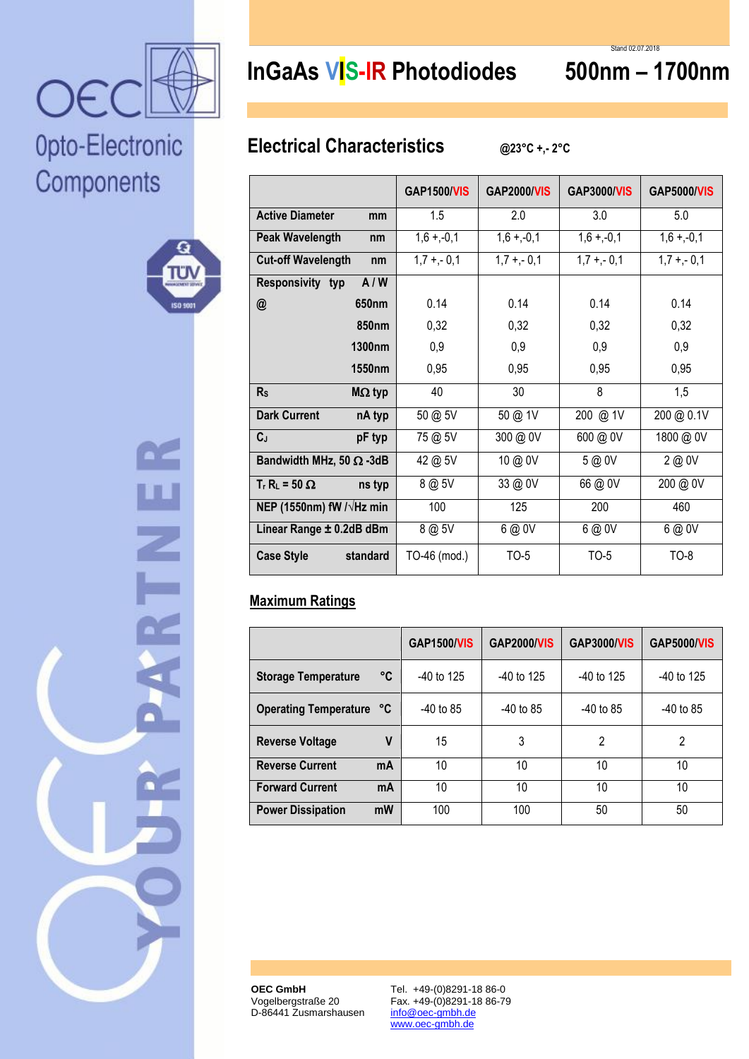Stand 02.07.2018

# InGaAs VIS-IR Photodiodes 500nm – 1700nm

## Electrical Characteristics @23°C +,- 2°C

| | GAP1500/VIS | GAP2000/VIS | GAP3000/VIS | GAP5000/VIS |
|---|---|---|---|---|
| **Active Diameter mm** | 1.5 | 2.0 | 3.0 | 5.0 |
| **Peak Wavelength nm** | 1,6 +,-0,1 | 1,6 +,-0,1 | 1,6 +,-0,1 | 1,6 +,-0,1 |
| **Cut-off Wavelength nm** | 1,7 +,- 0,1 | 1,7 +,- 0,1 | 1,7 +,- 0,1 | 1,7 +,- 0,1 |
| **Responsivity typ A / W** | | | | |
| **@ 650nm** | 0.14 | 0.14 | 0.14 | 0.14 |
| **850nm** | 0,32 | 0,32 | 0,32 | 0,32 |
| **1300nm** | 0,9 | 0,9 | 0,9 | 0,9 |
| **1550nm** | 0,95 | 0,95 | 0,95 | 0,95 |
| **$R_S$ MΩ typ** | 40 | 30 | 8 | 1,5 |
| **Dark Current nA typ** | 50 @ 5V | 50 @ 1V | 200 @ 1V | 200 @ 0.1V |
| **$C_J$ pF typ** | 75 @ 5V | 300 @ 0V | 600 @ 0V | 1800 @ 0V |
| **Bandwidth MHz, 50 Ω -3dB** | 42 @ 5V | 10 @ 0V | 5 @ 0V | 2 @ 0V |
| **$T_r$ $R_L$ = 50 Ω ns typ** | 8 @ 5V | 33 @ 0V | 66 @ 0V | 200 @ 0V |
| **NEP (1550nm) fW /√Hz min** | 100 | 125 | 200 | 460 |
| **Linear Range ± 0.2dB dBm** | 8 @ 5V | 6 @ 0V | 6 @ 0V | 6 @ 0V |
| **Case Style standard** | TO-46 (mod.) | TO-5 | TO-5 | TO-8 |

## Maximum Ratings

| | GAP1500/VIS | GAP2000/VIS | GAP3000/VIS | GAP5000/VIS |
|---|---|---|---|---|
| **Storage Temperature °C** | -40 to 125 | -40 to 125 | -40 to 125 | -40 to 125 |
| **Operating Temperature °C** | -40 to 85 | -40 to 85 | -40 to 85 | -40 to 85 |
| **Reverse Voltage V** | 15 | 3 | 2 | 2 |
| **Reverse Current mA** | 10 | 10 | 10 | 10 |
| **Forward Current mA** | 10 | 10 | 10 | 10 |
| **Power Dissipation mW** | 100 | 100 | 50 | 50 |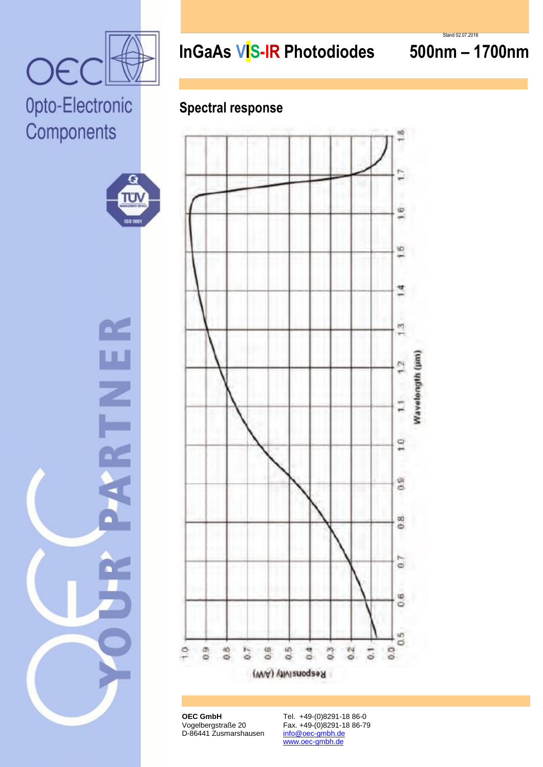Stand 02.07.2018

# InGaAs VIS-IR Photodiodes 500nm – 1700nm

## Spectral response

Responsivity (A/W)

Wavelength (µm)

**OEC GmbH**
Vogelbergstraße 20
D-86441 Zusmarshausen

Tel. +49-(0)8291-18 86-0
Fax. +49-(0)8291-18 86-79
info@oec-gmbh.de
www.oec-gmbh.de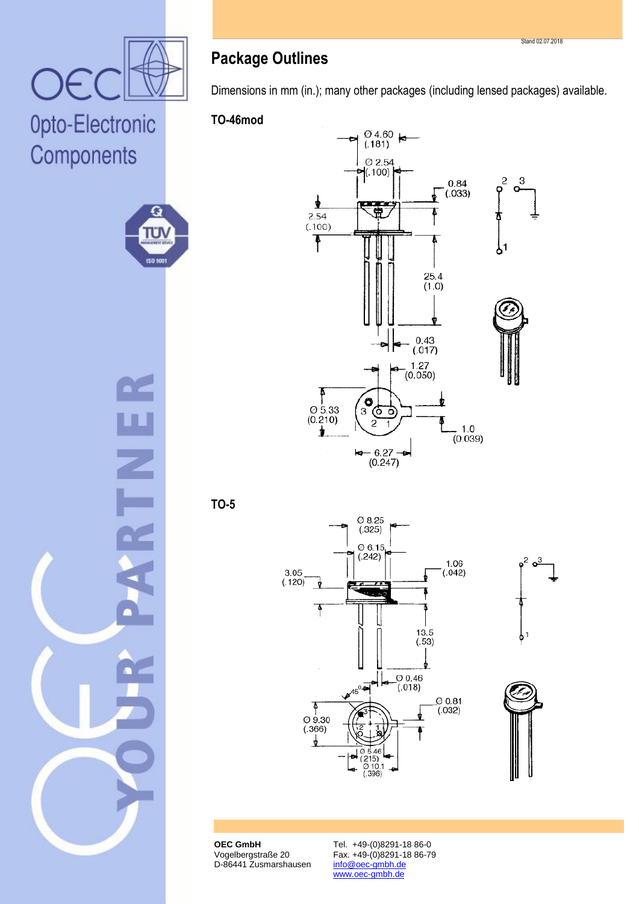## Package Outlines

Dimensions in mm (in.); many other packages (including lensed packages) available.

### TO-46mod

Ø 4.60 (.181)
Ø 2.54 (.100)
0.84 (.033)
2.54 (.100)
25.4 (1.0)
0.43 (.017)
1.27 (0.050)
Ø 5.33 (0.210)
1.0 (0.039)
6.27 (0.247)

### TO-5

Ø 8.25 (.325)
Ø 6.15 (.242)
3.05 (.120)
1.06 (.042)
13.5 (.53)
Ø 0.46 (.018)
45°
Ø 0.81 (.032)
Ø 9.30 (.366)
Ø 5.46 (.215)
Ø 10.1 (.396)

**OEC GmbH**
Vogelbergstraße 20
D-86441 Zusmarshausen

Tel. +49-(0)8291-18 86-0
Fax. +49-(0)8291-18 86-79
info@oec-gmbh.de
www.oec-gmbh.de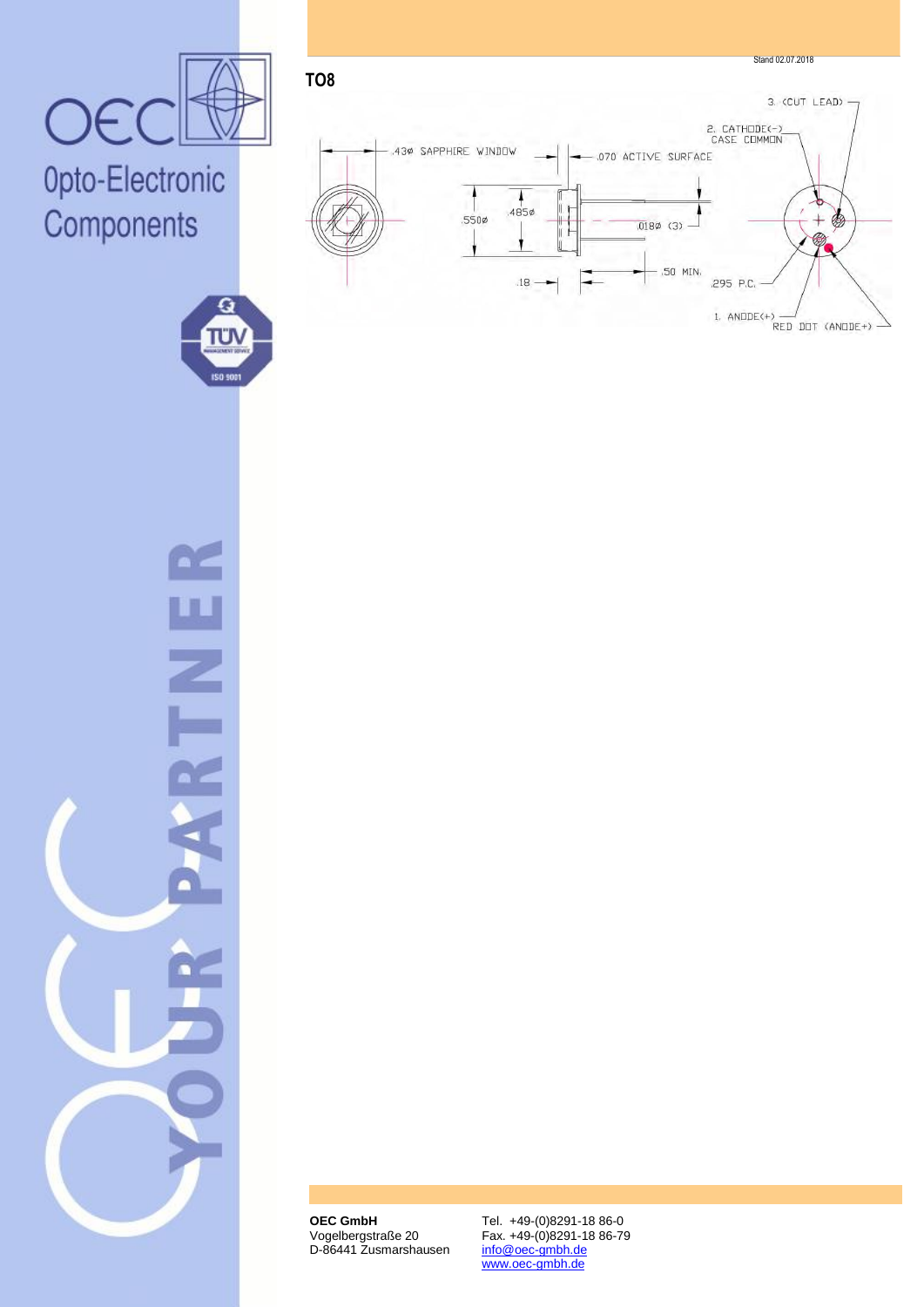Stand 02.07.2018

## TO8

3. (CUT LEAD)

2. CATHODE(-)
CASE COMMON

.43ø SAPPHIRE WINDOW

.070 ACTIVE SURFACE

.550ø

.485ø

.018ø (3)

.18

.50 MIN.

.295 P.C.

1. ANODE(+)

RED DOT (ANODE+)

**OEC GmbH**
Vogelbergstraße 20
D-86441 Zusmarshausen

Tel. +49-(0)8291-18 86-0
Fax. +49-(0)8291-18 86-79
info@oec-gmbh.de
www.oec-gmbh.de